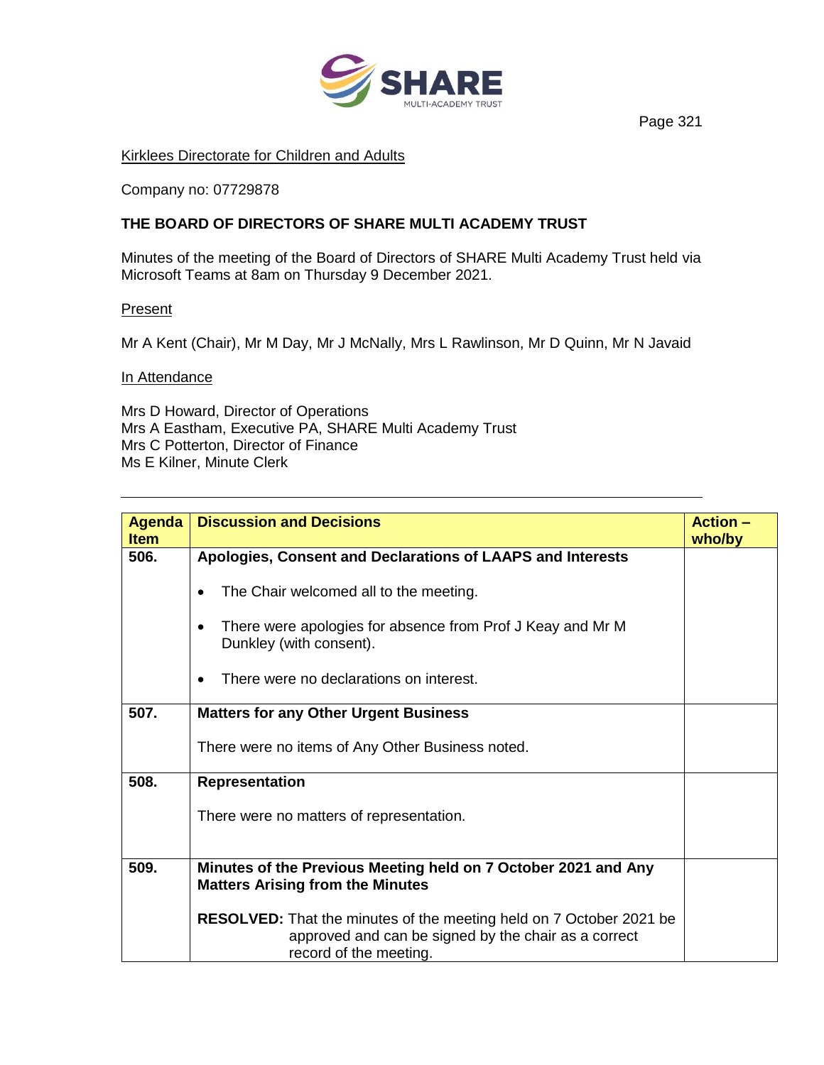Kirklees Directorate for Children and Adults

Company no: 07729878

**THE BOARD OF DIRECTORS OF SHARE MULTI ACADEMY TRUST**

Minutes of the meeting of the Board of Directors of SHARE Multi Academy Trust held via Microsoft Teams at 8am on Thursday 9 December 2021.

Present

Mr A Kent (Chair), Mr M Day, Mr J McNally, Mrs L Rawlinson, Mr D Quinn, Mr N Javaid

In Attendance

Mrs D Howard, Director of Operations
Mrs A Eastham, Executive PA, SHARE Multi Academy Trust
Mrs C Potterton, Director of Finance
Ms E Kilner, Minute Clerk

| Agenda Item | Discussion and Decisions | Action – who/by |
|---|---|---|
| 506. | **Apologies, Consent and Declarations of LAAPS and Interests**<br><br>• The Chair welcomed all to the meeting.<br><br>• There were apologies for absence from Prof J Keay and Mr M Dunkley (with consent).<br><br>• There were no declarations on interest. | |
| 507. | **Matters for any Other Urgent Business**<br><br>There were no items of Any Other Business noted. | |
| 508. | **Representation**<br><br>There were no matters of representation. | |
| 509. | **Minutes of the Previous Meeting held on 7 October 2021 and Any Matters Arising from the Minutes**<br><br>**RESOLVED:** That the minutes of the meeting held on 7 October 2021 be approved and can be signed by the chair as a correct record of the meeting. | |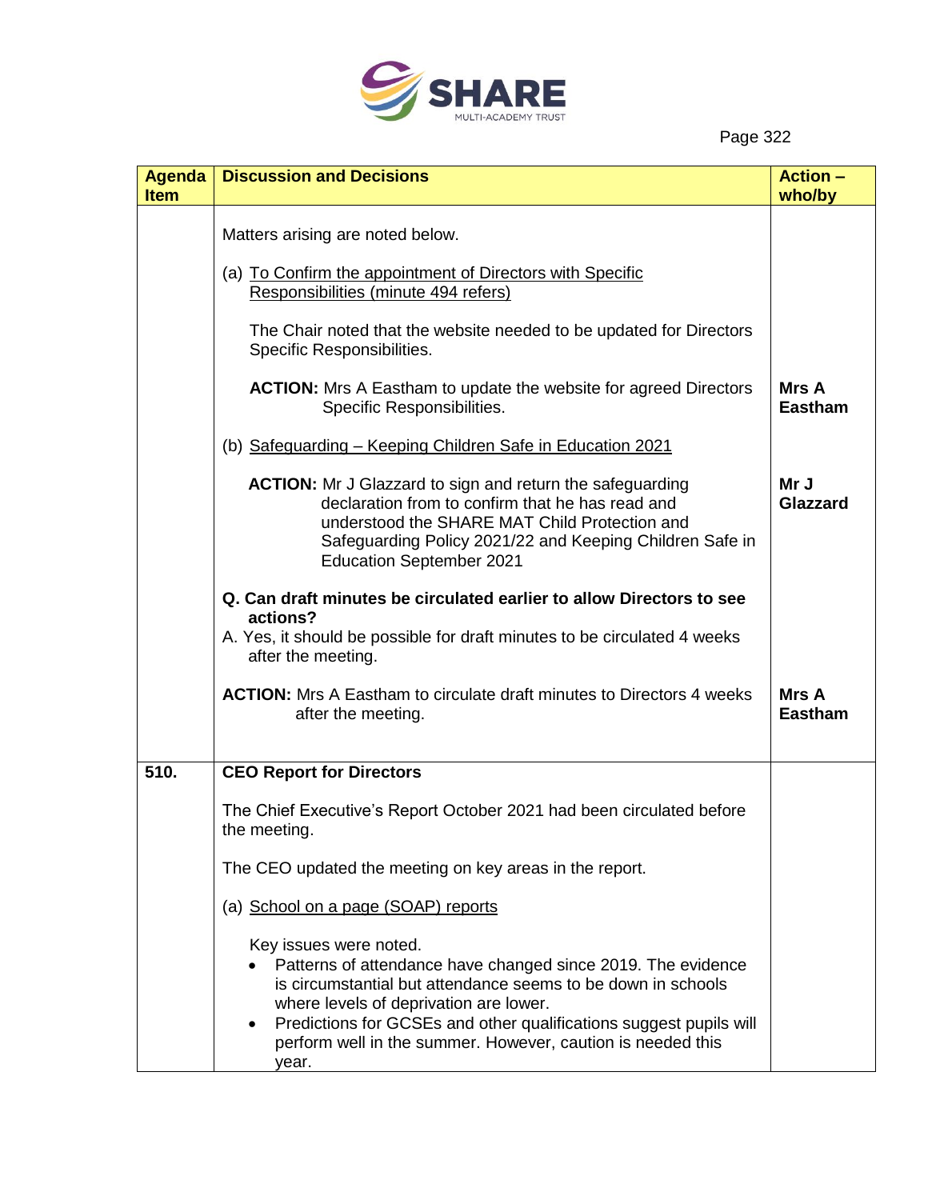| Agenda Item | Discussion and Decisions | Action – who/by |
|---|---|---|
| | Matters arising are noted below.<br><br>(a) To Confirm the appointment of Directors with Specific Responsibilities (minute 494 refers)<br><br>The Chair noted that the website needed to be updated for Directors Specific Responsibilities.<br><br>**ACTION:** Mrs A Eastham to update the website for agreed Directors Specific Responsibilities. | **Mrs A Eastham** |
| | (b) Safeguarding – Keeping Children Safe in Education 2021<br><br>**ACTION:** Mr J Glazzard to sign and return the safeguarding declaration from to confirm that he has read and understood the SHARE MAT Child Protection and Safeguarding Policy 2021/22 and Keeping Children Safe in Education September 2021 | **Mr J Glazzard** |
| | **Q. Can draft minutes be circulated earlier to allow Directors to see actions?**<br>A. Yes, it should be possible for draft minutes to be circulated 4 weeks after the meeting.<br><br>**ACTION:** Mrs A Eastham to circulate draft minutes to Directors 4 weeks after the meeting. | **Mrs A Eastham** |
| **510.** | **CEO Report for Directors**<br><br>The Chief Executive's Report October 2021 had been circulated before the meeting.<br><br>The CEO updated the meeting on key areas in the report.<br><br>(a) School on a page (SOAP) reports<br><br>Key issues were noted.<br>• Patterns of attendance have changed since 2019. The evidence is circumstantial but attendance seems to be down in schools where levels of deprivation are lower.<br>• Predictions for GCSEs and other qualifications suggest pupils will perform well in the summer. However, caution is needed this year. | |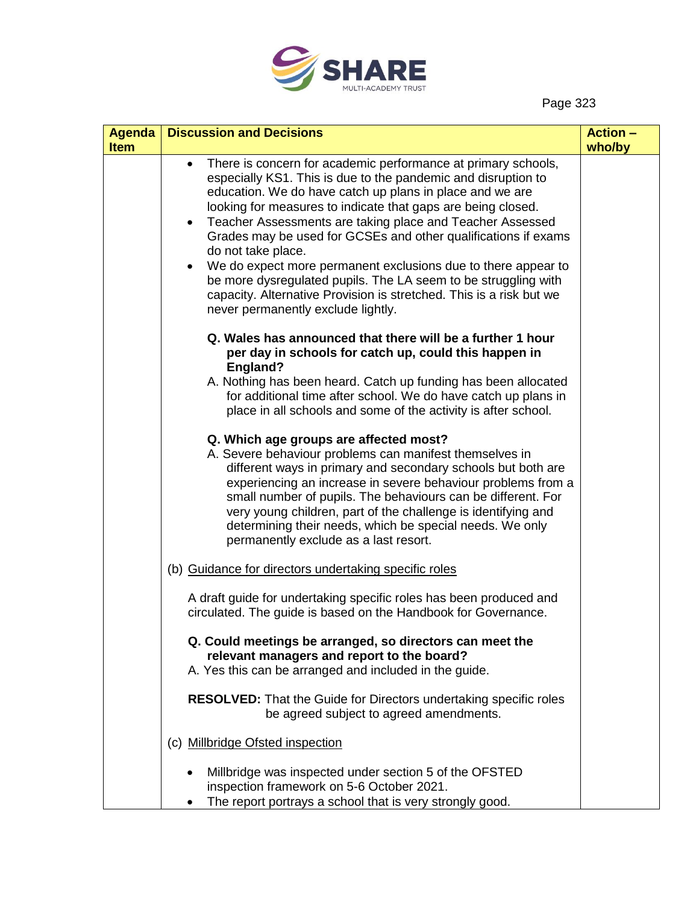| Agenda Item | Discussion and Decisions | Action – who/by |
|---|---|---|
| | • There is concern for academic performance at primary schools, especially KS1. This is due to the pandemic and disruption to education. We do have catch up plans in place and we are looking for measures to indicate that gaps are being closed.<br>• Teacher Assessments are taking place and Teacher Assessed Grades may be used for GCSEs and other qualifications if exams do not take place.<br>• We do expect more permanent exclusions due to there appear to be more dysregulated pupils. The LA seem to be struggling with capacity. Alternative Provision is stretched. This is a risk but we never permanently exclude lightly.<br><br>**Q. Wales has announced that there will be a further 1 hour per day in schools for catch up, could this happen in England?**<br>A. Nothing has been heard. Catch up funding has been allocated for additional time after school. We do have catch up plans in place in all schools and some of the activity is after school.<br><br>**Q. Which age groups are affected most?**<br>A. Severe behaviour problems can manifest themselves in different ways in primary and secondary schools but both are experiencing an increase in severe behaviour problems from a small number of pupils. The behaviours can be different. For very young children, part of the challenge is identifying and determining their needs, which be special needs. We only permanently exclude as a last resort.<br><br>(b) <u>Guidance for directors undertaking specific roles</u><br><br>A draft guide for undertaking specific roles has been produced and circulated. The guide is based on the Handbook for Governance.<br><br>**Q. Could meetings be arranged, so directors can meet the relevant managers and report to the board?**<br>A. Yes this can be arranged and included in the guide.<br><br>**RESOLVED:** That the Guide for Directors undertaking specific roles be agreed subject to agreed amendments.<br><br>(c) <u>Millbridge Ofsted inspection</u><br><br>• Millbridge was inspected under section 5 of the OFSTED inspection framework on 5-6 October 2021.<br>• The report portrays a school that is very strongly good. | |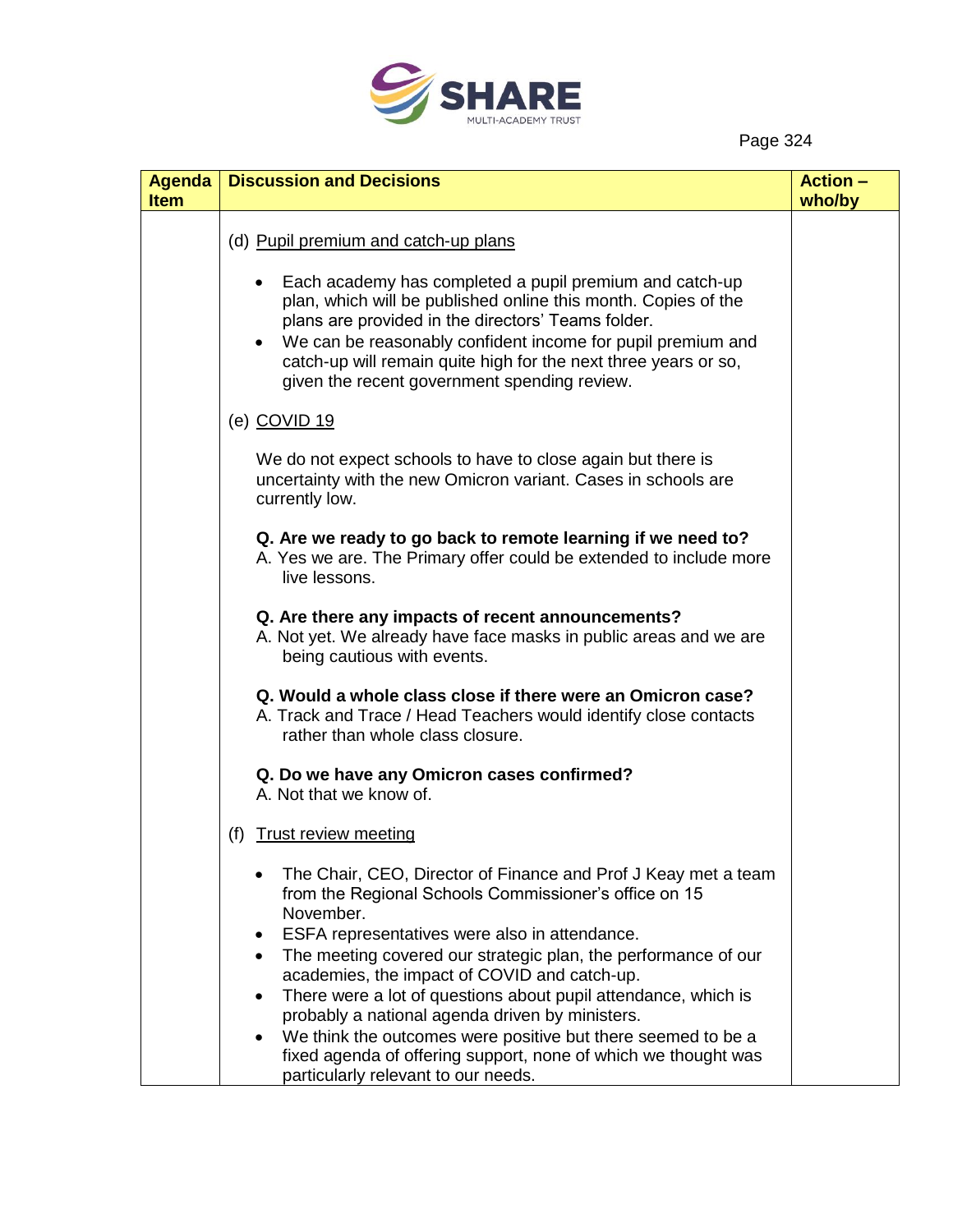| Agenda Item | Discussion and Decisions | Action – who/by |
|---|---|---|
| | (d) <u>Pupil premium and catch-up plans</u><br><br>• Each academy has completed a pupil premium and catch-up plan, which will be published online this month. Copies of the plans are provided in the directors' Teams folder.<br>• We can be reasonably confident income for pupil premium and catch-up will remain quite high for the next three years or so, given the recent government spending review.<br><br>(e) <u>COVID 19</u><br><br>We do not expect schools to have to close again but there is uncertainty with the new Omicron variant. Cases in schools are currently low.<br><br>**Q. Are we ready to go back to remote learning if we need to?**<br>A. Yes we are. The Primary offer could be extended to include more live lessons.<br><br>**Q. Are there any impacts of recent announcements?**<br>A. Not yet. We already have face masks in public areas and we are being cautious with events.<br><br>**Q. Would a whole class close if there were an Omicron case?**<br>A. Track and Trace / Head Teachers would identify close contacts rather than whole class closure.<br><br>**Q. Do we have any Omicron cases confirmed?**<br>A. Not that we know of.<br><br>(f) <u>Trust review meeting</u><br><br>• The Chair, CEO, Director of Finance and Prof J Keay met a team from the Regional Schools Commissioner's office on 15 November.<br>• ESFA representatives were also in attendance.<br>• The meeting covered our strategic plan, the performance of our academies, the impact of COVID and catch-up.<br>• There were a lot of questions about pupil attendance, which is probably a national agenda driven by ministers.<br>• We think the outcomes were positive but there seemed to be a fixed agenda of offering support, none of which we thought was particularly relevant to our needs. | |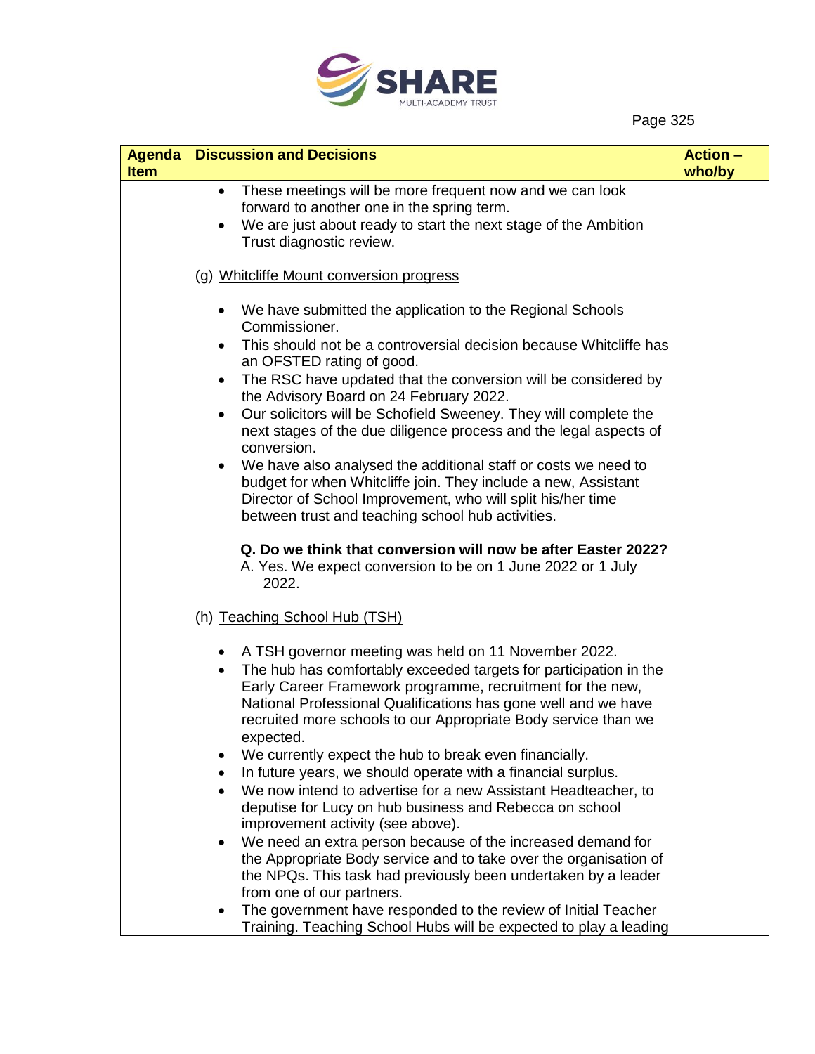| Agenda Item | Discussion and Decisions | Action – who/by |
|---|---|---|
| | • These meetings will be more frequent now and we can look forward to another one in the spring term.<br>• We are just about ready to start the next stage of the Ambition Trust diagnostic review.<br><br>(g) Whitcliffe Mount conversion progress<br><br>• We have submitted the application to the Regional Schools Commissioner.<br>• This should not be a controversial decision because Whitcliffe has an OFSTED rating of good.<br>• The RSC have updated that the conversion will be considered by the Advisory Board on 24 February 2022.<br>• Our solicitors will be Schofield Sweeney. They will complete the next stages of the due diligence process and the legal aspects of conversion.<br>• We have also analysed the additional staff or costs we need to budget for when Whitcliffe join. They include a new, Assistant Director of School Improvement, who will split his/her time between trust and teaching school hub activities.<br><br>**Q. Do we think that conversion will now be after Easter 2022?**<br>A. Yes. We expect conversion to be on 1 June 2022 or 1 July 2022.<br><br>(h) Teaching School Hub (TSH)<br><br>• A TSH governor meeting was held on 11 November 2022.<br>• The hub has comfortably exceeded targets for participation in the Early Career Framework programme, recruitment for the new, National Professional Qualifications has gone well and we have recruited more schools to our Appropriate Body service than we expected.<br>• We currently expect the hub to break even financially.<br>• In future years, we should operate with a financial surplus.<br>• We now intend to advertise for a new Assistant Headteacher, to deputise for Lucy on hub business and Rebecca on school improvement activity (see above).<br>• We need an extra person because of the increased demand for the Appropriate Body service and to take over the organisation of the NPQs. This task had previously been undertaken by a leader from one of our partners.<br>• The government have responded to the review of Initial Teacher Training. Teaching School Hubs will be expected to play a leading | |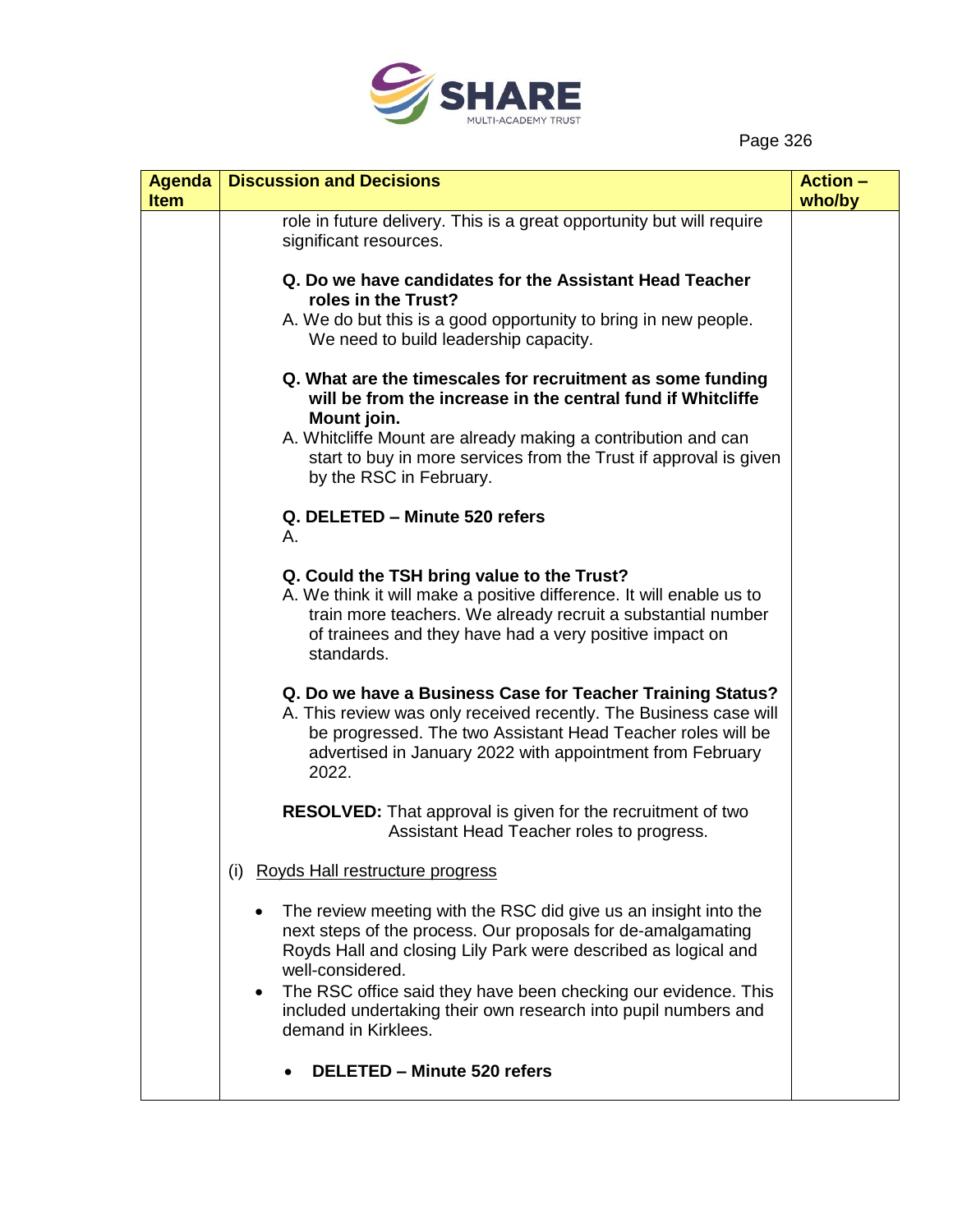| Agenda Item | Discussion and Decisions | Action – who/by |
|---|---|---|
| | role in future delivery. This is a great opportunity but will require significant resources.<br><br>**Q. Do we have candidates for the Assistant Head Teacher roles in the Trust?**<br>A. We do but this is a good opportunity to bring in new people. We need to build leadership capacity.<br><br>**Q. What are the timescales for recruitment as some funding will be from the increase in the central fund if Whitcliffe Mount join.**<br>A. Whitcliffe Mount are already making a contribution and can start to buy in more services from the Trust if approval is given by the RSC in February.<br><br>**Q. DELETED – Minute 520 refers**<br>A.<br><br>**Q. Could the TSH bring value to the Trust?**<br>A. We think it will make a positive difference. It will enable us to train more teachers. We already recruit a substantial number of trainees and they have had a very positive impact on standards.<br><br>**Q. Do we have a Business Case for Teacher Training Status?**<br>A. This review was only received recently. The Business case will be progressed. The two Assistant Head Teacher roles will be advertised in January 2022 with appointment from February 2022.<br><br>**RESOLVED:** That approval is given for the recruitment of two Assistant Head Teacher roles to progress.<br><br>(i) <u>Royds Hall restructure progress</u><br><br>• The review meeting with the RSC did give us an insight into the next steps of the process. Our proposals for de-amalgamating Royds Hall and closing Lily Park were described as logical and well-considered.<br>• The RSC office said they have been checking our evidence. This included undertaking their own research into pupil numbers and demand in Kirklees.<br><br>• **DELETED – Minute 520 refers** | |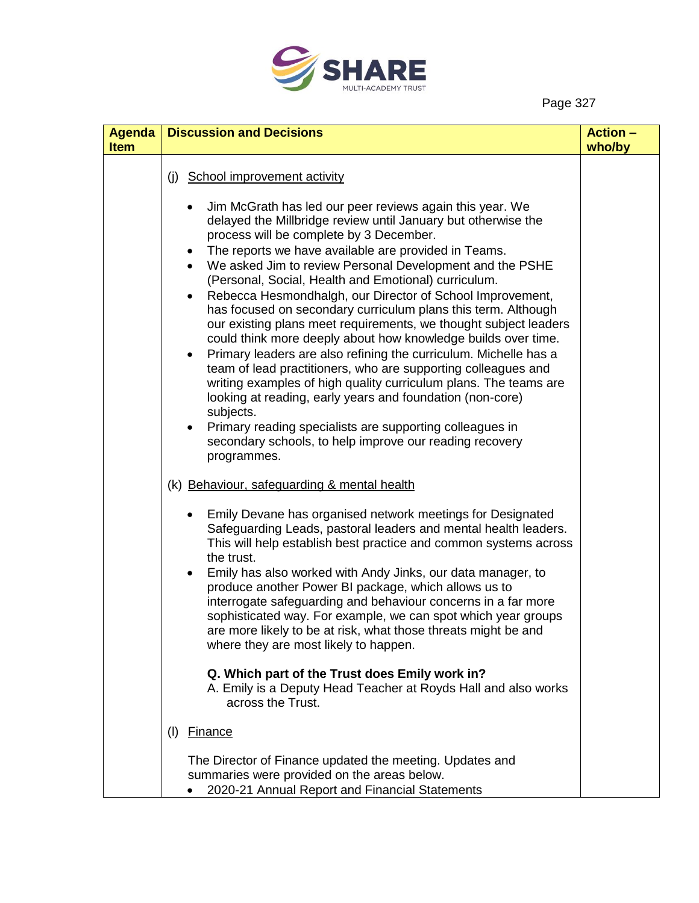| Agenda Item | Discussion and Decisions | Action – who/by |
|---|---|---|
| | (j) School improvement activity<br><br>• Jim McGrath has led our peer reviews again this year. We delayed the Millbridge review until January but otherwise the process will be complete by 3 December.<br>• The reports we have available are provided in Teams.<br>• We asked Jim to review Personal Development and the PSHE (Personal, Social, Health and Emotional) curriculum.<br>• Rebecca Hesmondhalgh, our Director of School Improvement, has focused on secondary curriculum plans this term. Although our existing plans meet requirements, we thought subject leaders could think more deeply about how knowledge builds over time.<br>• Primary leaders are also refining the curriculum. Michelle has a team of lead practitioners, who are supporting colleagues and writing examples of high quality curriculum plans. The teams are looking at reading, early years and foundation (non-core) subjects.<br>• Primary reading specialists are supporting colleagues in secondary schools, to help improve our reading recovery programmes.<br><br>(k) Behaviour, safeguarding & mental health<br><br>• Emily Devane has organised network meetings for Designated Safeguarding Leads, pastoral leaders and mental health leaders. This will help establish best practice and common systems across the trust.<br>• Emily has also worked with Andy Jinks, our data manager, to produce another Power BI package, which allows us to interrogate safeguarding and behaviour concerns in a far more sophisticated way. For example, we can spot which year groups are more likely to be at risk, what those threats might be and where they are most likely to happen.<br><br>**Q. Which part of the Trust does Emily work in?**<br>A. Emily is a Deputy Head Teacher at Royds Hall and also works across the Trust.<br><br>(l) Finance<br><br>The Director of Finance updated the meeting. Updates and summaries were provided on the areas below.<br>• 2020-21 Annual Report and Financial Statements | |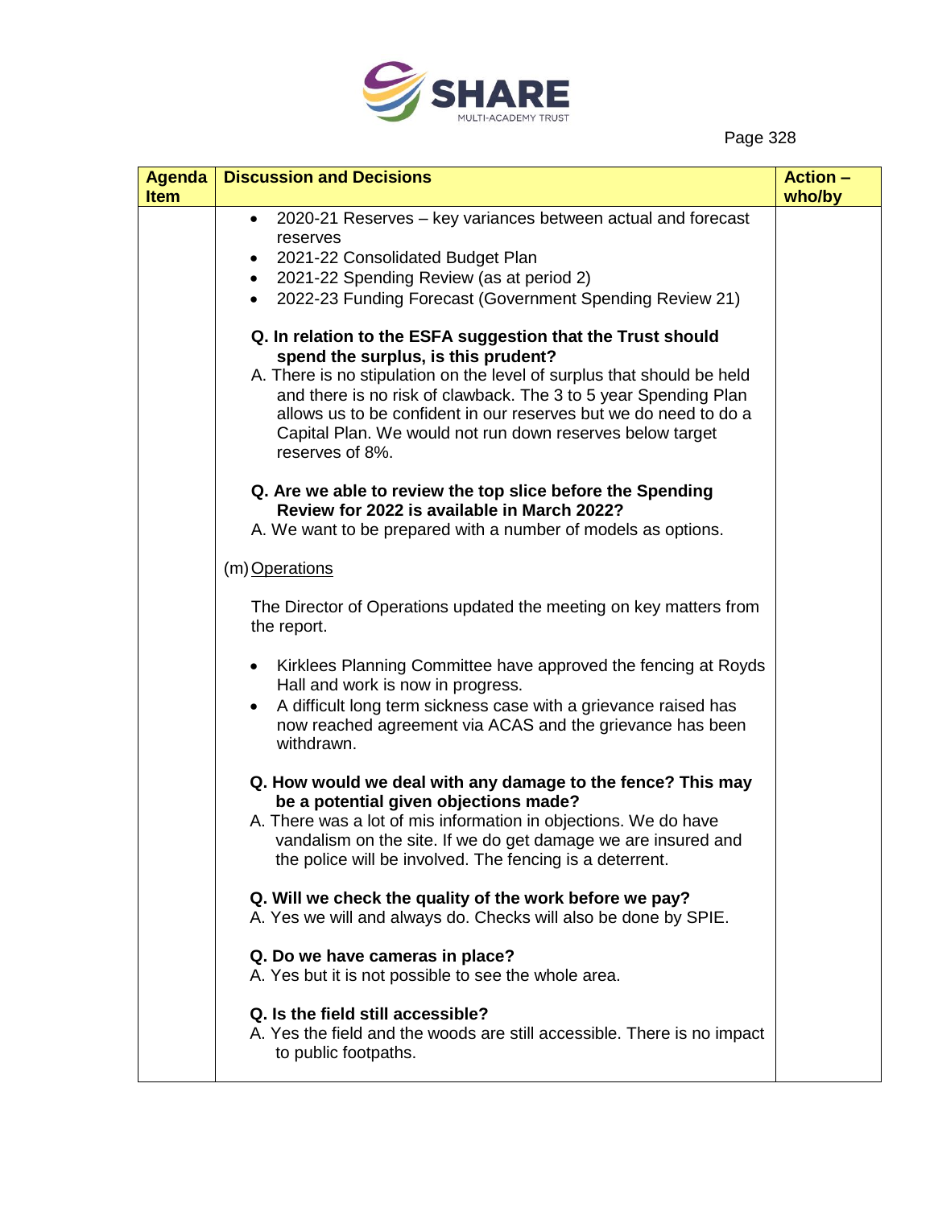| Agenda Item | Discussion and Decisions | Action – who/by |
|---|---|---|
| | • 2020-21 Reserves – key variances between actual and forecast reserves<br>• 2021-22 Consolidated Budget Plan<br>• 2021-22 Spending Review (as at period 2)<br>• 2022-23 Funding Forecast (Government Spending Review 21)<br><br>**Q. In relation to the ESFA suggestion that the Trust should spend the surplus, is this prudent?**<br>A. There is no stipulation on the level of surplus that should be held and there is no risk of clawback. The 3 to 5 year Spending Plan allows us to be confident in our reserves but we do need to do a Capital Plan. We would not run down reserves below target reserves of 8%.<br><br>**Q. Are we able to review the top slice before the Spending Review for 2022 is available in March 2022?**<br>A. We want to be prepared with a number of models as options.<br><br>(m) Operations<br><br>The Director of Operations updated the meeting on key matters from the report.<br><br>• Kirklees Planning Committee have approved the fencing at Royds Hall and work is now in progress.<br>• A difficult long term sickness case with a grievance raised has now reached agreement via ACAS and the grievance has been withdrawn.<br><br>**Q. How would we deal with any damage to the fence? This may be a potential given objections made?**<br>A. There was a lot of mis information in objections. We do have vandalism on the site. If we do get damage we are insured and the police will be involved. The fencing is a deterrent.<br><br>**Q. Will we check the quality of the work before we pay?**<br>A. Yes we will and always do. Checks will also be done by SPIE.<br><br>**Q. Do we have cameras in place?**<br>A. Yes but it is not possible to see the whole area.<br><br>**Q. Is the field still accessible?**<br>A. Yes the field and the woods are still accessible. There is no impact to public footpaths. | |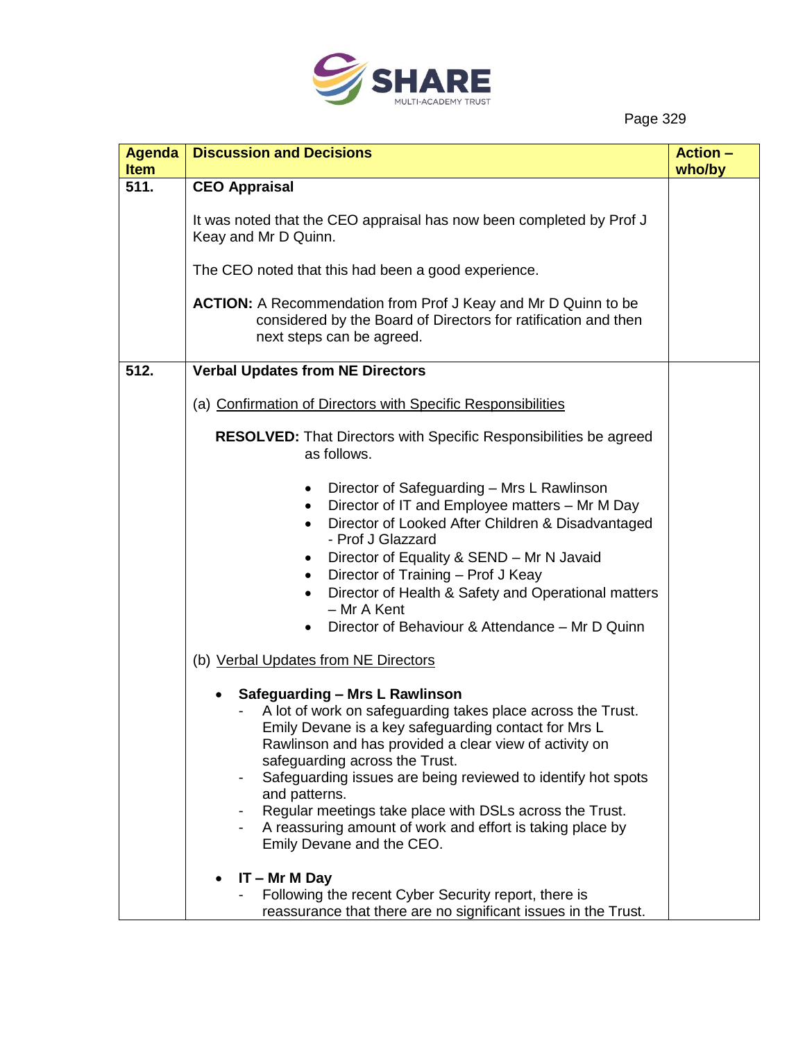| Agenda Item | Discussion and Decisions | Action – who/by |
|---|---|---|
| 511. | **CEO Appraisal**<br><br>It was noted that the CEO appraisal has now been completed by Prof J Keay and Mr D Quinn.<br><br>The CEO noted that this had been a good experience.<br><br>**ACTION:** A Recommendation from Prof J Keay and Mr D Quinn to be considered by the Board of Directors for ratification and then next steps can be agreed. | |
| 512. | **Verbal Updates from NE Directors**<br><br>(a) Confirmation of Directors with Specific Responsibilities<br><br>**RESOLVED:** That Directors with Specific Responsibilities be agreed as follows.<br><br>• Director of Safeguarding – Mrs L Rawlinson<br>• Director of IT and Employee matters – Mr M Day<br>• Director of Looked After Children & Disadvantaged - Prof J Glazzard<br>• Director of Equality & SEND – Mr N Javaid<br>• Director of Training – Prof J Keay<br>• Director of Health & Safety and Operational matters – Mr A Kent<br>• Director of Behaviour & Attendance – Mr D Quinn<br><br>(b) Verbal Updates from NE Directors<br><br>• **Safeguarding – Mrs L Rawlinson**<br>- A lot of work on safeguarding takes place across the Trust. Emily Devane is a key safeguarding contact for Mrs L Rawlinson and has provided a clear view of activity on safeguarding across the Trust.<br>- Safeguarding issues are being reviewed to identify hot spots and patterns.<br>- Regular meetings take place with DSLs across the Trust.<br>- A reassuring amount of work and effort is taking place by Emily Devane and the CEO.<br><br>• **IT – Mr M Day**<br>- Following the recent Cyber Security report, there is reassurance that there are no significant issues in the Trust. | |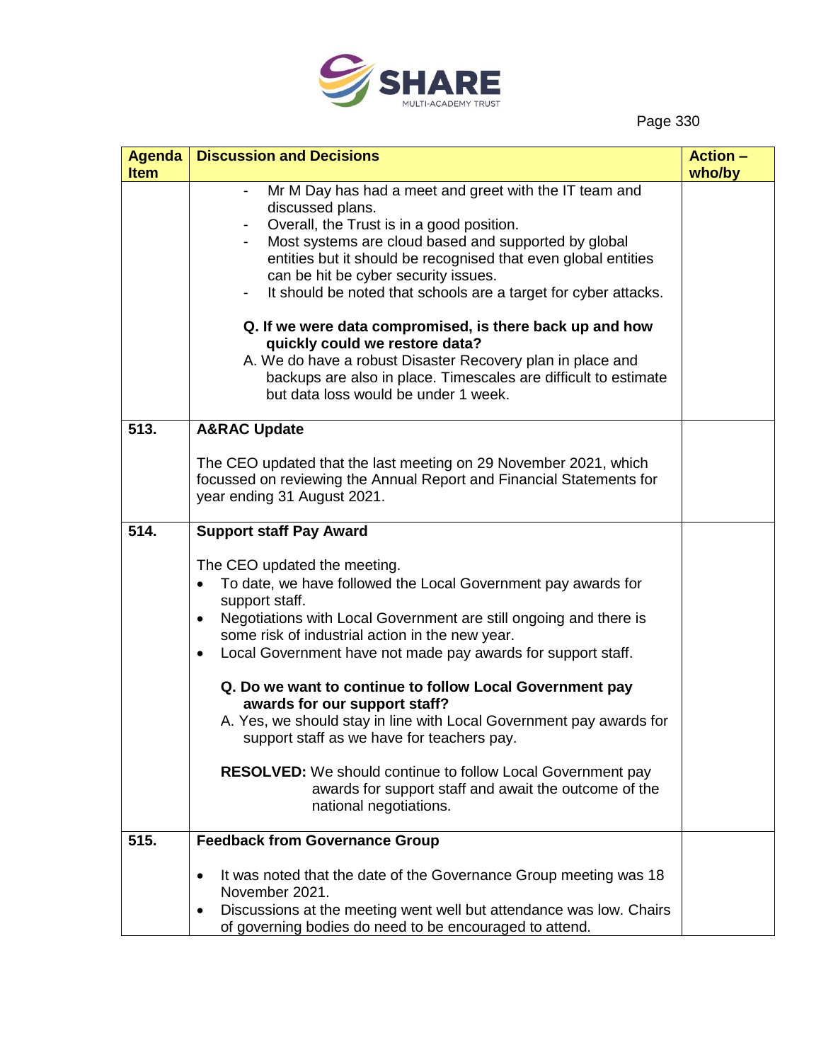| Agenda Item | Discussion and Decisions | Action – who/by |
|---|---|---|
| | - Mr M Day has had a meet and greet with the IT team and discussed plans.<br>- Overall, the Trust is in a good position.<br>- Most systems are cloud based and supported by global entities but it should be recognised that even global entities can be hit be cyber security issues.<br>- It should be noted that schools are a target for cyber attacks.<br><br>**Q. If we were data compromised, is there back up and how quickly could we restore data?**<br>A. We do have a robust Disaster Recovery plan in place and backups are also in place. Timescales are difficult to estimate but data loss would be under 1 week. | |
| 513. | **A&RAC Update**<br><br>The CEO updated that the last meeting on 29 November 2021, which focussed on reviewing the Annual Report and Financial Statements for year ending 31 August 2021. | |
| 514. | **Support staff Pay Award**<br><br>The CEO updated the meeting.<br>• To date, we have followed the Local Government pay awards for support staff.<br>• Negotiations with Local Government are still ongoing and there is some risk of industrial action in the new year.<br>• Local Government have not made pay awards for support staff.<br><br>**Q. Do we want to continue to follow Local Government pay awards for our support staff?**<br>A. Yes, we should stay in line with Local Government pay awards for support staff as we have for teachers pay.<br><br>**RESOLVED:** We should continue to follow Local Government pay awards for support staff and await the outcome of the national negotiations. | |
| 515. | **Feedback from Governance Group**<br><br>• It was noted that the date of the Governance Group meeting was 18 November 2021.<br>• Discussions at the meeting went well but attendance was low. Chairs of governing bodies do need to be encouraged to attend. | |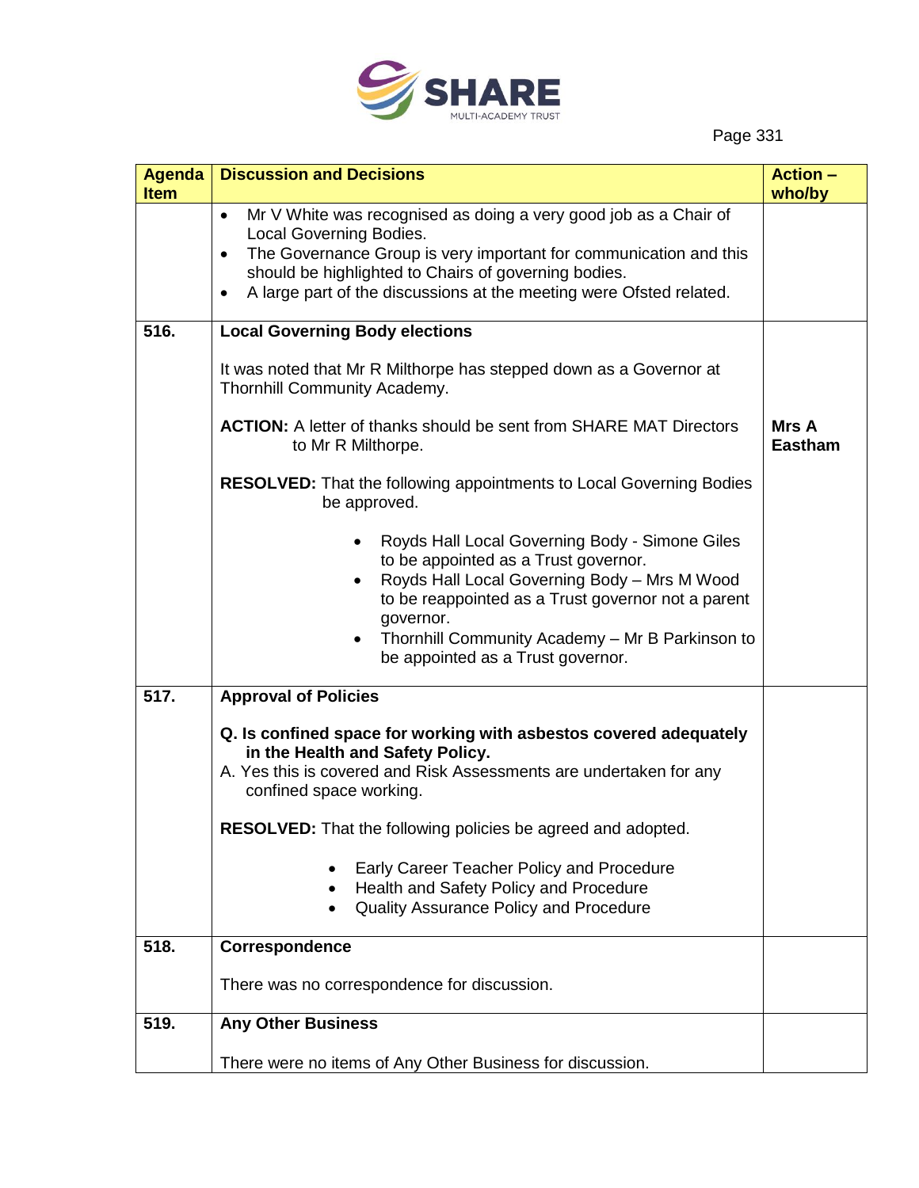| Agenda Item | Discussion and Decisions | Action – who/by |
|---|---|---|
| | • Mr V White was recognised as doing a very good job as a Chair of Local Governing Bodies.<br>• The Governance Group is very important for communication and this should be highlighted to Chairs of governing bodies.<br>• A large part of the discussions at the meeting were Ofsted related. | |
| 516. | **Local Governing Body elections**<br><br>It was noted that Mr R Milthorpe has stepped down as a Governor at Thornhill Community Academy.<br><br>**ACTION:** A letter of thanks should be sent from SHARE MAT Directors to Mr R Milthorpe.<br><br>**RESOLVED:** That the following appointments to Local Governing Bodies be approved.<br><br>• Royds Hall Local Governing Body - Simone Giles to be appointed as a Trust governor.<br>• Royds Hall Local Governing Body – Mrs M Wood to be reappointed as a Trust governor not a parent governor.<br>• Thornhill Community Academy – Mr B Parkinson to be appointed as a Trust governor. | **Mrs A Eastham** |
| 517. | **Approval of Policies**<br><br>**Q. Is confined space for working with asbestos covered adequately in the Health and Safety Policy.**<br>A. Yes this is covered and Risk Assessments are undertaken for any confined space working.<br><br>**RESOLVED:** That the following policies be agreed and adopted.<br><br>• Early Career Teacher Policy and Procedure<br>• Health and Safety Policy and Procedure<br>• Quality Assurance Policy and Procedure | |
| 518. | **Correspondence**<br><br>There was no correspondence for discussion. | |
| 519. | **Any Other Business**<br><br>There were no items of Any Other Business for discussion. | |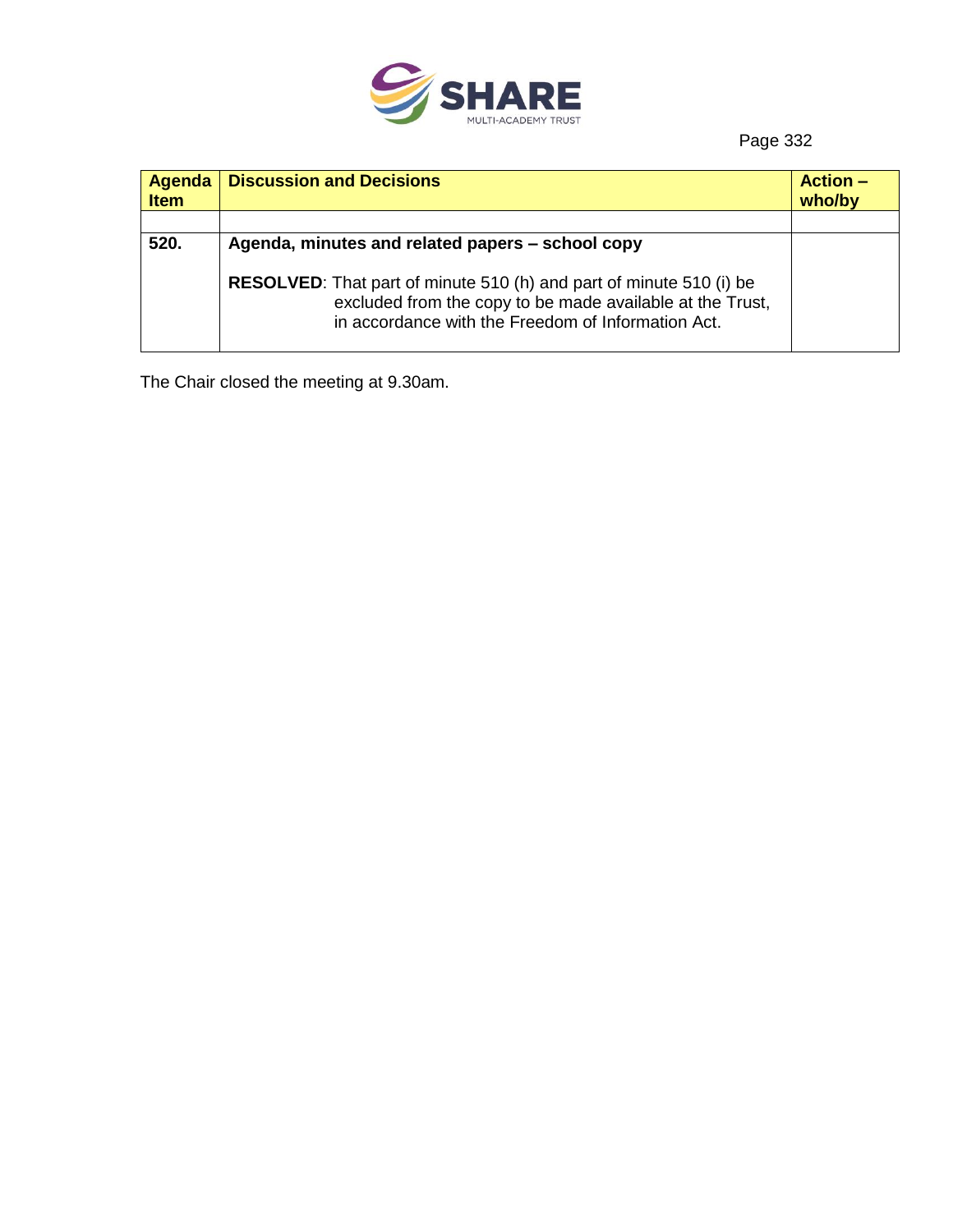| Agenda Item | Discussion and Decisions | Action – who/by |
|---|---|---|
| | | |
| 520. | **Agenda, minutes and related papers – school copy**<br><br>**RESOLVED**: That part of minute 510 (h) and part of minute 510 (i) be excluded from the copy to be made available at the Trust, in accordance with the Freedom of Information Act. | |

The Chair closed the meeting at 9.30am.